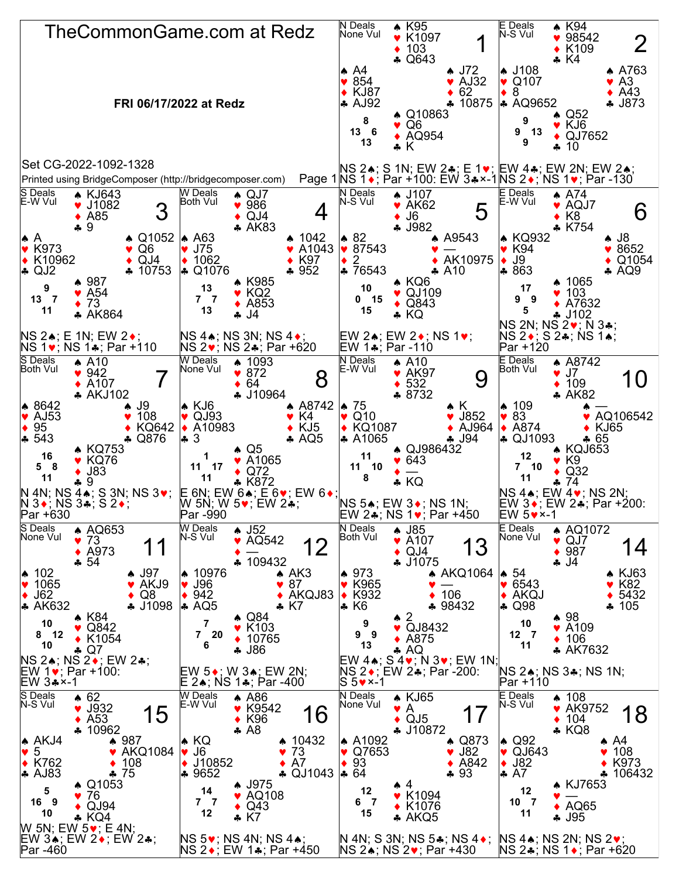# TheCommonGame.com at Redz

**FRI 06/17/2022 at Redz**

Set CG-2022-1092-1328

Printed using BridgeComposer (http://bridgecomposer.com)

---

## Board 1
N Deals, None Vul

- North: ♠ K95 ♥ K1097 ♦ 103 ♣ Q643
- West: ♠ A4 ♥ 854 ♦ KJ87 ♣ AJ92
- East: ♠ J72 ♥ AJ32 ♦ 62 ♣ 10875
- South: ♠ Q10863 ♥ Q6 ♦ AQ954 ♣ K

HCP: N 8, W 13, E 6, S 13

NS 2♠; S 1N; EW 2♣; E 1♥; NS 1♦; Par +100: EW 3♣×-1

## Board 2
E Deals, N-S Vul

- North: ♠ K94 ♥ 98542 ♦ K109 ♣ K4
- West: ♠ J108 ♥ Q107 ♦ 8 ♣ AQ9652
- East: ♠ A763 ♥ A3 ♦ A43 ♣ J873
- South: ♠ Q52 ♥ KJ6 ♦ QJ7652 ♣ 10

HCP: N 9, W 9, E 13, S 9

EW 4♣; EW 2N; EW 2♠; NS 2♦; NS 1♥; Par -130

## Board 3
S Deals, E-W Vul

- North: ♠ KJ643 ♥ J1082 ♦ A85 ♣ 9
- West: ♠ A ♥ K973 ♦ K10962 ♣ QJ2
- East: ♠ Q1052 ♥ Q6 ♦ QJ4 ♣ 10753
- South: ♠ 987 ♥ A54 ♦ 73 ♣ AK864

HCP: N 9, W 13, E 7, S 11

NS 2♠; E 1N; EW 2♦; NS 1♥; NS 1♣; Par +110

## Board 4
W Deals, Both Vul

- North: ♠ QJ7 ♥ 986 ♦ QJ4 ♣ AK83
- West: ♠ A63 ♥ J75 ♦ 1062 ♣ Q1076
- East: ♠ 1042 ♥ A1043 ♦ K97 ♣ 952
- South: ♠ K985 ♥ KQ2 ♦ A853 ♣ J4

HCP: N 13, W 7, E 7, S 13

NS 4♠; NS 3N; NS 4♦; NS 2♥; NS 2♣; Par +620

## Board 5
N Deals, N-S Vul

- North: ♠ J107 ♥ AK62 ♦ J6 ♣ J982
- West: ♠ 82 ♥ 87543 ♦ 2 ♣ 76543
- East: ♠ A9543 ♥ — ♦ AK10975 ♣ A10
- South: ♠ KQ6 ♥ QJ109 ♦ Q843 ♣ KQ

HCP: N 10, W 0, E 15, S 15

EW 2♠; EW 2♦; NS 1♥; EW 1♣; Par -110

## Board 6
E Deals, E-W Vul

- North: ♠ A74 ♥ AQJ7 ♦ K8 ♣ K754
- West: ♠ KQ932 ♥ K94 ♦ J9 ♣ 863
- East: ♠ J8 ♥ 8652 ♦ Q1054 ♣ AQ9
- South: ♠ 1065 ♥ 103 ♦ A7632 ♣ J102

HCP: N 17, W 9, E 9, S 5

NS 2N; NS 2♥; N 3♣; NS 2♦; S 2♣; NS 1♠; Par +120

## Board 7
S Deals, Both Vul

- North: ♠ A10 ♥ 942 ♦ A107 ♣ AKJ102
- West: ♠ 8642 ♥ AJ53 ♦ 95 ♣ 543
- East: ♠ J9 ♥ 108 ♦ KQ642 ♣ Q876
- South: ♠ KQ753 ♥ KQ76 ♦ J83 ♣ 9

HCP: N 16, W 5, E 8, S 11

N 4N; NS 4♠; S 3N; NS 3♥; N 3♦; NS 3♣; S 2♦; Par +630

## Board 8
W Deals, None Vul

- North: ♠ 1093 ♥ 872 ♦ 64 ♣ J10964
- West: ♠ KJ6 ♥ QJ93 ♦ A10983 ♣ 3
- East: ♠ A8742 ♥ K4 ♦ KJ5 ♣ AQ5
- South: ♠ Q5 ♥ A1065 ♦ Q72 ♣ K872

HCP: N 1, W 11, E 17, S 11

E 6N; EW 6♠; E 6♥; EW 6♦; W 5N; W 5♥; EW 2♣; Par -990

## Board 9
N Deals, E-W Vul

- North: ♠ A10 ♥ AK97 ♦ 532 ♣ 8732
- West: ♠ 75 ♥ Q10 ♦ KQ1087 ♣ A1065
- East: ♠ K ♥ J852 ♦ AJ964 ♣ J94
- South: ♠ QJ986432 ♥ 643 ♦ — ♣ KQ

HCP: N 11, W 11, E 10, S 8

NS 5♠; EW 3♦; NS 1N; EW 2♣; NS 1♥; Par +450

## Board 10
E Deals, Both Vul

- North: ♠ A8742 ♥ J7 ♦ 109 ♣ AK82
- West: ♠ 109 ♥ 83 ♦ A874 ♣ QJ1093
- East: ♠ — ♥ AQ106542 ♦ KJ65 ♣ 65
- South: ♠ KQJ653 ♥ K9 ♦ Q32 ♣ 74

HCP: N 12, W 7, E 10, S 11

NS 4♠; EW 4♥; NS 2N; EW 3♦; EW 2♣; Par +200: EW 5♥×-1

## Board 11
S Deals, None Vul

- North: ♠ AQ653 ♥ 73 ♦ A973 ♣ 54
- West: ♠ 102 ♥ 1065 ♦ J62 ♣ AK632
- East: ♠ J97 ♥ AKJ9 ♦ Q8 ♣ J1098
- South: ♠ K84 ♥ Q842 ♦ K1054 ♣ Q7

HCP: N 10, W 8, E 12, S 10

NS 2♠; NS 2♦; EW 2♣; EW 1♥; Par +100: EW 3♣×-1

## Board 12
W Deals, N-S Vul

- North: ♠ J52 ♥ AQ542 ♦ — ♣ 109432
- West: ♠ 10976 ♥ J96 ♦ 942 ♣ AQ5
- East: ♠ AK3 ♥ 87 ♦ AKQJ83 ♣ K7
- South: ♠ Q84 ♥ K103 ♦ 10765 ♣ J86

HCP: N 7, W 7, E 20, S 6

EW 5♦; W 3♠; EW 2N; E 2♠; NS 1♣; Par -400

## Board 13
N Deals, Both Vul

- North: ♠ J85 ♥ A107 ♦ QJ4 ♣ J1075
- West: ♠ 973 ♥ K965 ♦ K932 ♣ K6
- East: ♠ AKQ1064 ♥ — ♦ 106 ♣ 98432
- South: ♠ 2 ♥ QJ8432 ♦ A875 ♣ AQ

HCP: N 9, W 9, E 9, S 13

EW 4♠; S 4♥; N 3♥; EW 1N; NS 2♦; EW 2♣; Par -200: S 5♥×-1

## Board 14
E Deals, None Vul

- North: ♠ AQ1072 ♥ QJ7 ♦ 987 ♣ J4
- West: ♠ 54 ♥ 6543 ♦ AKQJ ♣ Q98
- East: ♠ KJ63 ♥ K82 ♦ 5432 ♣ 105
- South: ♠ 98 ♥ A109 ♦ 106 ♣ AK7632

HCP: N 10, W 12, E 7, S 11

NS 2♠; NS 3♣; NS 1N; Par +110

## Board 15
S Deals, N-S Vul

- North: ♠ 62 ♥ J932 ♦ A53 ♣ 10962
- West: ♠ AKJ4 ♥ 5 ♦ K762 ♣ AJ83
- East: ♠ 987 ♥ AKQ1084 ♦ 108 ♣ 75
- South: ♠ Q1053 ♥ 76 ♦ QJ94 ♣ KQ4

HCP: N 5, W 16, E 9, S 10

W 5N; EW 5♥; E 4N; EW 3♠; EW 2♦; EW 2♣; Par -460

## Board 16
W Deals, E-W Vul

- North: ♠ A86 ♥ K9542 ♦ K96 ♣ A8
- West: ♠ KQ ♥ J6 ♦ J10852 ♣ 9652
- East: ♠ 10432 ♥ 73 ♦ A7 ♣ QJ1043
- South: ♠ J975 ♥ AQ108 ♦ Q43 ♣ K7

HCP: N 14, W 7, E 7, S 12

NS 5♥; NS 4N; NS 4♠; NS 2♦; EW 1♣; Par +450

## Board 17
N Deals, None Vul

- North: ♠ KJ65 ♥ A ♦ QJ5 ♣ J10872
- West: ♠ A1092 ♥ Q7653 ♦ 93 ♣ 64
- East: ♠ Q873 ♥ J82 ♦ A842 ♣ 93
- South: ♠ 4 ♥ K1094 ♦ K1076 ♣ AKQ5

HCP: N 12, W 6, E 7, S 15

N 4N; S 3N; NS 5♣; NS 4♦; NS 2♠; NS 2♥; Par +430

## Board 18
E Deals, N-S Vul

- North: ♠ 108 ♥ AK9752 ♦ 104 ♣ KQ8
- West: ♠ Q92 ♥ QJ643 ♦ J82 ♣ A7
- East: ♠ A4 ♥ 108 ♦ K973 ♣ 106432
- South: ♠ KJ7653 ♥ — ♦ AQ65 ♣ J95

HCP: N 12, W 10, E 7, S 11

NS 4♠; NS 2N; NS 2♥; NS 2♣; NS 1♦; Par +620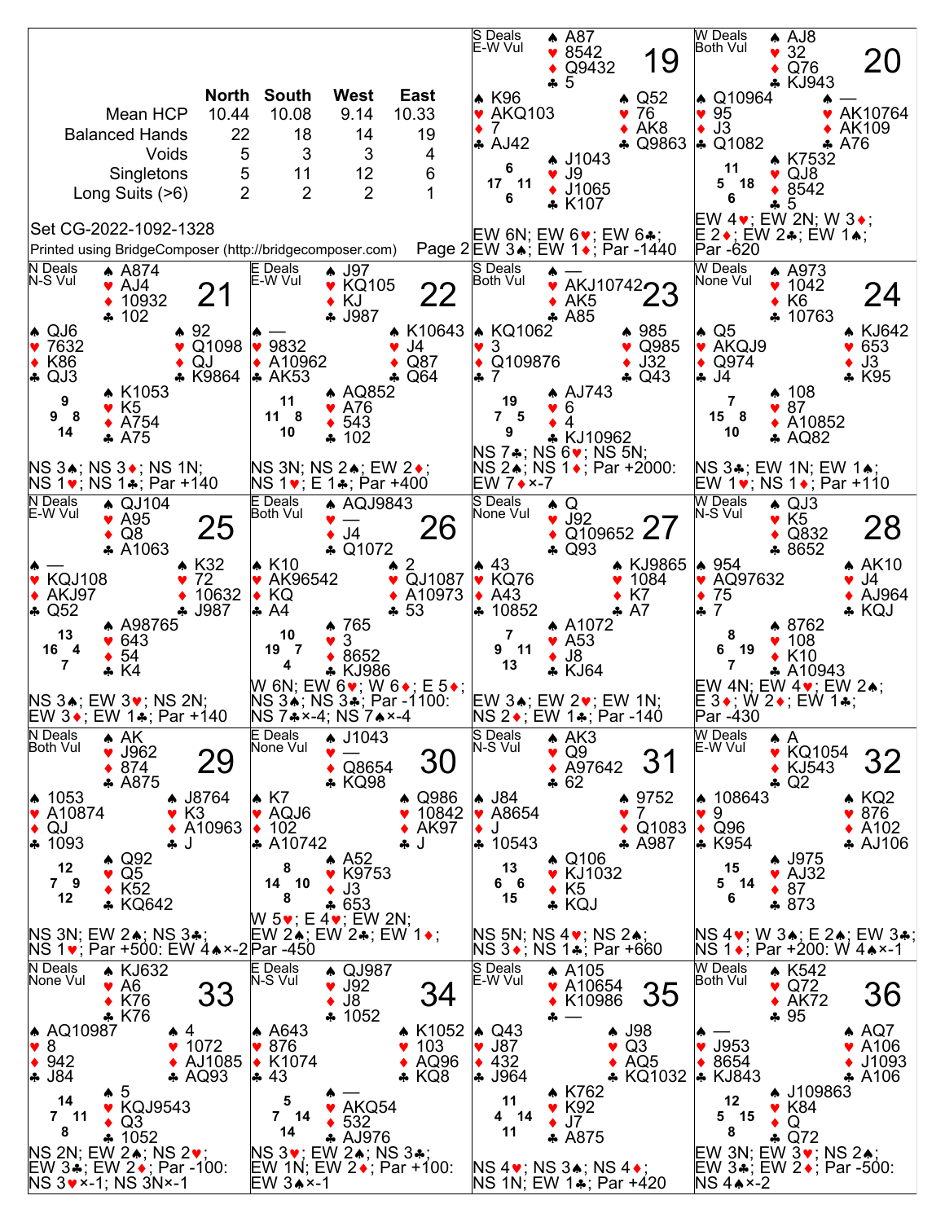| | North | South | West | East |
|---|---|---|---|---|
| Mean HCP | 10.44 | 10.08 | 9.14 | 10.33 |
| Balanced Hands | 22 | 18 | 14 | 19 |
| Voids | 5 | 3 | 3 | 4 |
| Singletons | 5 | 11 | 12 | 6 |
| Long Suits (>6) | 2 | 2 | 2 | 1 |

Set CG-2022-1092-1328

Printed using BridgeComposer (http://bridgecomposer.com)

## Board 19
S Deals, E-W Vul

North: ♠ A87 ♥ 8542 ♦ Q9432 ♣ 5
West: ♠ K96 ♥ AKQ103 ♦ 7 ♣ AJ42
East: ♠ Q52 ♥ 76 ♦ AK8 ♣ Q9863
South: ♠ J1043 ♥ J9 ♦ J1065 ♣ K107

HCP: N 6, W 17, E 11, S 6

EW 6N; EW 6♥; EW 6♣; EW 3♠; EW 1♦; Par -1440

## Board 20
W Deals, Both Vul

North: ♠ AJ8 ♥ 32 ♦ Q76 ♣ KJ943
West: ♠ Q10964 ♥ 95 ♦ J3 ♣ Q1082
East: ♠ — ♥ AK10764 ♦ AK109 ♣ A76
South: ♠ K7532 ♥ QJ8 ♦ 8542 ♣ 5

HCP: N 11, W 5, E 18, S 6

EW 4♥; EW 2N; W 3♦; E 2♦; EW 2♣; EW 1♠; Par -620

## Board 21
N Deals, N-S Vul

North: ♠ A874 ♥ AJ4 ♦ 10932 ♣ 102
West: ♠ QJ6 ♥ 7632 ♦ K86 ♣ QJ3
East: ♠ 92 ♥ Q1098 ♦ QJ ♣ K9864
South: ♠ K1053 ♥ K5 ♦ A754 ♣ A75

HCP: N 9, W 9, E 8, S 14

NS 3♠; NS 3♦; NS 1N; NS 1♥; NS 1♣; Par +140

## Board 22
E Deals, E-W Vul

North: ♠ J97 ♥ KQ105 ♦ KJ ♣ J987
West: ♠ — ♥ 9832 ♦ A10962 ♣ AK53
East: ♠ K10643 ♥ J4 ♦ Q87 ♣ Q64
South: ♠ AQ852 ♥ A76 ♦ 543 ♣ 102

HCP: N 11, W 11, E 8, S 10

NS 3N; NS 2♠; EW 2♦; NS 1♥; E 1♣; Par +400

## Board 23
S Deals, Both Vul

North: ♠ — ♥ AKJ10742 ♦ AK5 ♣ A85
West: ♠ KQ1062 ♥ 3 ♦ Q109876 ♣ 7
East: ♠ 985 ♥ Q985 ♦ J32 ♣ Q43
South: ♠ AJ743 ♥ 6 ♦ 4 ♣ KJ10962

HCP: N 19, W 7, E 5, S 9

NS 7♣; NS 6♥; NS 5N; NS 2♠; NS 1♦; Par +2000: EW 7♦×-7

## Board 24
W Deals, None Vul

North: ♠ A973 ♥ 1042 ♦ K6 ♣ 10763
West: ♠ Q5 ♥ AKQJ9 ♦ Q974 ♣ J4
East: ♠ KJ642 ♥ 653 ♦ J3 ♣ K95
South: ♠ 108 ♥ 87 ♦ A10852 ♣ AQ82

HCP: N 7, W 15, E 8, S 10

NS 3♣; EW 1N; EW 1♠; EW 1♥; NS 1♦; Par +110

## Board 25
N Deals, E-W Vul

North: ♠ QJ104 ♥ A95 ♦ Q8 ♣ A1063
West: ♠ — ♥ KQJ108 ♦ AKJ97 ♣ Q52
East: ♠ K32 ♥ 72 ♦ 10632 ♣ J987
South: ♠ A98765 ♥ 643 ♦ 54 ♣ K4

HCP: N 13, W 16, E 4, S 7

NS 3♠; EW 3♥; NS 2N; EW 3♦; EW 1♣; Par +140

## Board 26
E Deals, Both Vul

North: ♠ AQJ9843 ♥ — ♦ J4 ♣ Q1072
West: ♠ K10 ♥ AK96542 ♦ KQ ♣ A4
East: ♠ 2 ♥ QJ1087 ♦ A10973 ♣ 53
South: ♠ 765 ♥ 3 ♦ 8652 ♣ KJ986

HCP: N 10, W 19, E 7, S 4

W 6N; EW 6♥; W 6♦; E 5♦; NS 3♠; NS 3♣; Par -1100: NS 7♣×-4; NS 7♠×-4

## Board 27
S Deals, None Vul

North: ♠ Q ♥ J92 ♦ Q109652 ♣ Q93
West: ♠ 43 ♥ KQ76 ♦ A43 ♣ 10852
East: ♠ KJ9865 ♥ 1084 ♦ K7 ♣ A7
South: ♠ A1072 ♥ A53 ♦ J8 ♣ KJ64

HCP: N 7, W 9, E 11, S 13

EW 3♠; EW 2♥; EW 1N; NS 2♦; EW 1♣; Par -140

## Board 28
W Deals, N-S Vul

North: ♠ QJ3 ♥ K5 ♦ Q832 ♣ 8652
West: ♠ 954 ♥ AQ97632 ♦ 75 ♣ 7
East: ♠ AK10 ♥ J4 ♦ AJ964 ♣ KQJ
South: ♠ 8762 ♥ 108 ♦ K10 ♣ A10943

HCP: N 8, W 6, E 19, S 7

EW 4N; EW 4♥; EW 2♠; E 3♦; W 2♦; EW 1♣; Par -430

## Board 29
N Deals, Both Vul

North: ♠ AK ♥ J962 ♦ 874 ♣ A875
West: ♠ 1053 ♥ A10874 ♦ QJ ♣ 1093
East: ♠ J8764 ♥ K3 ♦ A10963 ♣ J
South: ♠ Q92 ♥ Q5 ♦ K52 ♣ KQ642

HCP: N 12, W 7, E 9, S 12

NS 3N; EW 2♠; NS 3♣; NS 1♥; Par +500: EW 4♠×-2

## Board 30
E Deals, None Vul

North: ♠ J1043 ♥ — ♦ Q8654 ♣ KQ98
West: ♠ K7 ♥ AQJ6 ♦ 102 ♣ A10742
East: ♠ Q986 ♥ 10842 ♦ AK97 ♣ J
South: ♠ A52 ♥ KJ9753 ♦ J3 ♣ 653

HCP: N 8, W 14, E 10, S 8

W 5♥; E 4♥; EW 2N; EW 2♠; EW 2♣; EW 1♦; Par -450

## Board 31
S Deals, N-S Vul

North: ♠ AK3 ♥ Q9 ♦ A97642 ♣ 62
West: ♠ J84 ♥ A8654 ♦ J ♣ 10543
East: ♠ 9752 ♥ 7 ♦ Q1083 ♣ A987
South: ♠ Q106 ♥ KJ1032 ♦ K5 ♣ KQJ

HCP: N 13, W 6, E 6, S 15

NS 5N; NS 4♥; NS 2♠; NS 3♦; NS 1♣; Par +660

## Board 32
W Deals, E-W Vul

North: ♠ A ♥ KQ1054 ♦ KJ543 ♣ Q2
West: ♠ 108643 ♥ 9 ♦ Q96 ♣ K954
East: ♠ KQ2 ♥ 876 ♦ A102 ♣ AJ106
South: ♠ J975 ♥ AJ32 ♦ 87 ♣ 873

HCP: N 15, W 5, E 14, S 6

NS 4♥; W 3♠; E 2♠; EW 3♣; NS 1♦; Par +200: W 4♠×-1

## Board 33
N Deals, None Vul

North: ♠ KJ632 ♥ A6 ♦ K76 ♣ K76
West: ♠ AQ10987 ♥ 8 ♦ 942 ♣ J84
East: ♠ 4 ♥ 1072 ♦ AJ1085 ♣ AQ93
South: ♠ 5 ♥ KQJ9543 ♦ Q3 ♣ 1052

HCP: N 14, W 7, E 11, S 8

NS 2N; EW 2♠; NS 2♥; EW 3♣; EW 2♦; Par -100: NS 3♥×-1; NS 3N×-1

## Board 34
E Deals, N-S Vul

North: ♠ QJ987 ♥ J92 ♦ J8 ♣ 1052
West: ♠ A643 ♥ 876 ♦ K1074 ♣ 43
East: ♠ K1052 ♥ 103 ♦ AQ96 ♣ KQ8
South: ♠ — ♥ AKQ54 ♦ 532 ♣ AJ976

HCP: N 5, W 7, E 14, S 14

NS 3♥; EW 2♠; NS 3♣; EW 1N; EW 2♦; Par +100: EW 3♠×-1

## Board 35
S Deals, E-W Vul

North: ♠ A105 ♥ A10654 ♦ K10986 ♣ —
West: ♠ Q43 ♥ J87 ♦ 432 ♣ J964
East: ♠ J98 ♥ Q3 ♦ AQ5 ♣ KQ1032
South: ♠ K762 ♥ K92 ♦ J7 ♣ A875

HCP: N 11, W 4, E 14, S 11

NS 4♥; NS 3♠; NS 4♦; NS 1N; EW 1♣; Par +420

## Board 36
W Deals, Both Vul

North: ♠ K542 ♥ Q72 ♦ AK72 ♣ 95
West: ♠ — ♥ J953 ♦ 8654 ♣ KJ843
East: ♠ AQ7 ♥ A106 ♦ J1093 ♣ A106
South: ♠ J109863 ♥ K84 ♦ Q ♣ Q72

HCP: N 12, W 5, E 15, S 8

EW 3N; EW 3♥; NS 2♠; EW 3♣; EW 2♦; Par -500: NS 4♠×-2